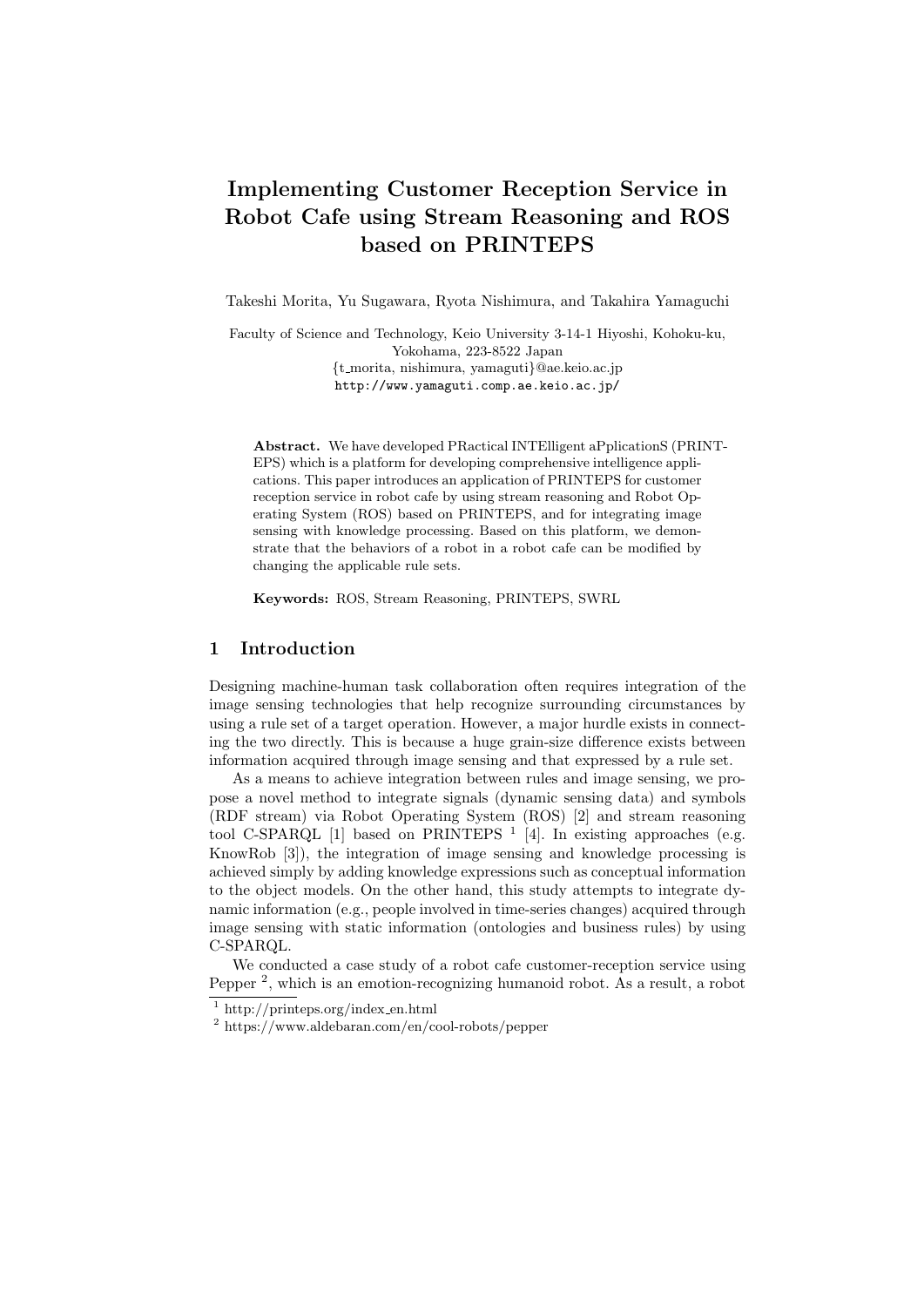# Implementing Customer Reception Service in Robot Cafe using Stream Reasoning and ROS based on PRINTEPS

Takeshi Morita, Yu Sugawara, Ryota Nishimura, and Takahira Yamaguchi

Faculty of Science and Technology, Keio University 3-14-1 Hiyoshi, Kohoku-ku, Yokohama, 223-8522 Japan
{t_morita, nishimura, yamaguti}@ae.keio.ac.jp
http://www.yamaguti.comp.ae.keio.ac.jp/

**Abstract.** We have developed PRactical INTElligent aPplicationS (PRINTEPS) which is a platform for developing comprehensive intelligence applications. This paper introduces an application of PRINTEPS for customer reception service in robot cafe by using stream reasoning and Robot Operating System (ROS) based on PRINTEPS, and for integrating image sensing with knowledge processing. Based on this platform, we demonstrate that the behaviors of a robot in a robot cafe can be modified by changing the applicable rule sets.

**Keywords:** ROS, Stream Reasoning, PRINTEPS, SWRL

## 1 Introduction

Designing machine-human task collaboration often requires integration of the image sensing technologies that help recognize surrounding circumstances by using a rule set of a target operation. However, a major hurdle exists in connecting the two directly. This is because a huge grain-size difference exists between information acquired through image sensing and that expressed by a rule set.

As a means to achieve integration between rules and image sensing, we propose a novel method to integrate signals (dynamic sensing data) and symbols (RDF stream) via Robot Operating System (ROS) [2] and stream reasoning tool C-SPARQL [1] based on PRINTEPS [1] [4]. In existing approaches (e.g. KnowRob [3]), the integration of image sensing and knowledge processing is achieved simply by adding knowledge expressions such as conceptual information to the object models. On the other hand, this study attempts to integrate dynamic information (e.g., people involved in time-series changes) acquired through image sensing with static information (ontologies and business rules) by using C-SPARQL.

We conducted a case study of a robot cafe customer-reception service using Pepper [2], which is an emotion-recognizing humanoid robot. As a result, a robot

[1] http://printeps.org/index_en.html
[2] https://www.aldebaran.com/en/cool-robots/pepper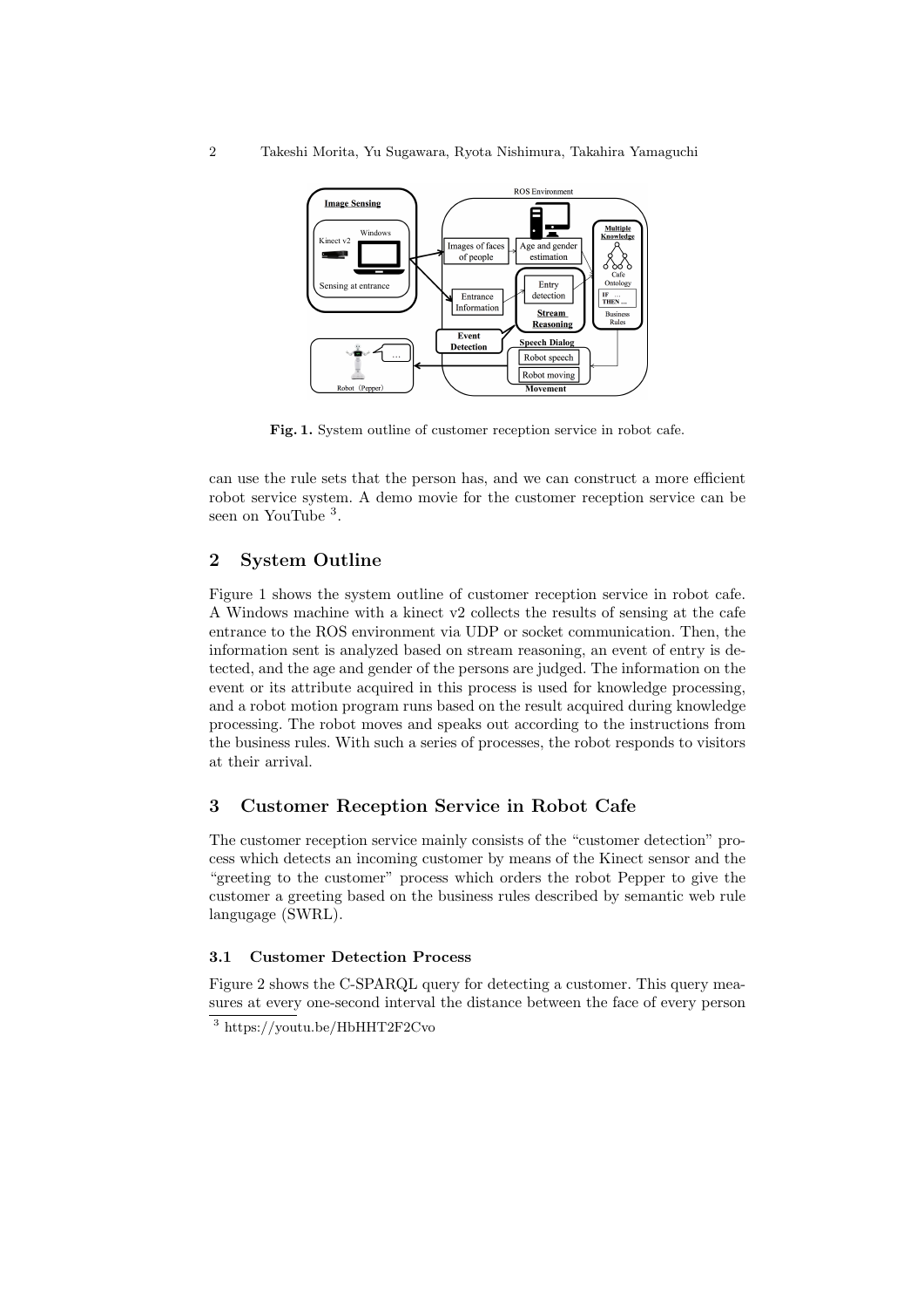Fig. 1. System outline of customer reception service in robot cafe.

can use the rule sets that the person has, and we can construct a more efficient robot service system. A demo movie for the customer reception service can be seen on YouTube [3].

## 2 System Outline

Figure 1 shows the system outline of customer reception service in robot cafe. A Windows machine with a kinect v2 collects the results of sensing at the cafe entrance to the ROS environment via UDP or socket communication. Then, the information sent is analyzed based on stream reasoning, an event of entry is detected, and the age and gender of the persons are judged. The information on the event or its attribute acquired in this process is used for knowledge processing, and a robot motion program runs based on the result acquired during knowledge processing. The robot moves and speaks out according to the instructions from the business rules. With such a series of processes, the robot responds to visitors at their arrival.

## 3 Customer Reception Service in Robot Cafe

The customer reception service mainly consists of the "customer detection" process which detects an incoming customer by means of the Kinect sensor and the "greeting to the customer" process which orders the robot Pepper to give the customer a greeting based on the business rules described by semantic web rule langugage (SWRL).

### 3.1 Customer Detection Process

Figure 2 shows the C-SPARQL query for detecting a customer. This query measures at every one-second interval the distance between the face of every person

[3] https://youtu.be/HbHHT2F2Cvo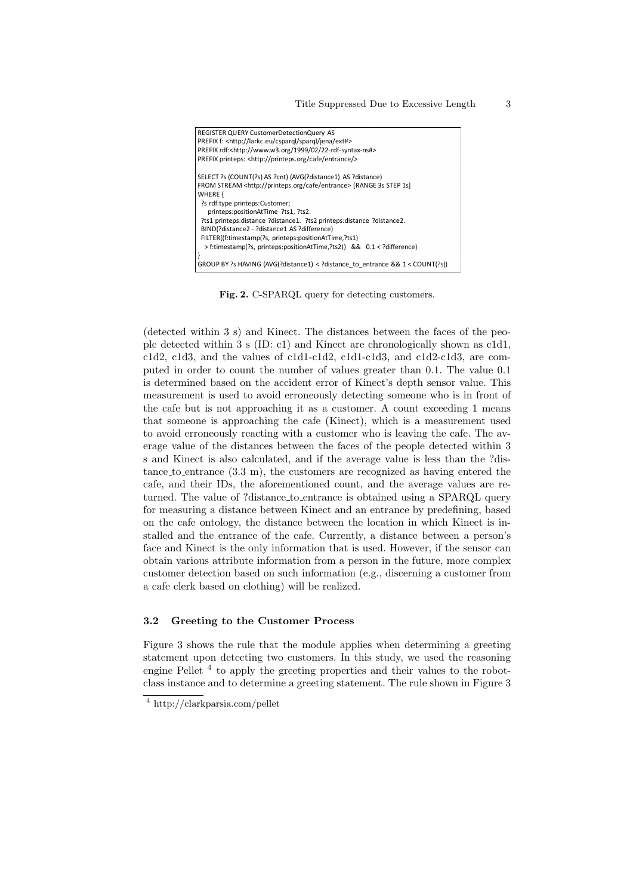```
REGISTER QUERY CustomerDetectionQuery AS
PREFIX f: <http://larkc.eu/csparql/sparql/jena/ext#>
PREFIX rdf:<http://www.w3.org/1999/02/22-rdf-syntax-ns#>
PREFIX printeps: <http://printeps.org/cafe/entrance/>

SELECT ?s (COUNT(?s) AS ?cnt) (AVG(?distance1) AS ?distance)
FROM STREAM <http://printeps.org/cafe/entrance> [RANGE 3s STEP 1s]
WHERE {
 ?s rdf:type printeps:Customer;
    printeps:positionAtTime ?ts1, ?ts2.
 ?ts1 printeps:distance ?distance1. ?ts2 printeps:distance ?distance2.
 BIND(?distance2 - ?distance1 AS ?difference)
 FILTER((f:timestamp(?s, printeps:positionAtTime,?ts1)
   > f:timestamp(?s, printeps:positionAtTime,?ts2)) && 0.1 < ?difference)
}
GROUP BY ?s HAVING (AVG(?distance1) < ?distance_to_entrance && 1 < COUNT(?s))
```

**Fig. 2.** C-SPARQL query for detecting customers.

(detected within 3 s) and Kinect. The distances between the faces of the people detected within 3 s (ID: c1) and Kinect are chronologically shown as c1d1, c1d2, c1d3, and the values of c1d1-c1d2, c1d1-c1d3, and c1d2-c1d3, are computed in order to count the number of values greater than 0.1. The value 0.1 is determined based on the accident error of Kinect's depth sensor value. This measurement is used to avoid erroneously detecting someone who is in front of the cafe but is not approaching it as a customer. A count exceeding 1 means that someone is approaching the cafe (Kinect), which is a measurement used to avoid erroneously reacting with a customer who is leaving the cafe. The average value of the distances between the faces of the people detected within 3 s and Kinect is also calculated, and if the average value is less than the ?distance_to_entrance (3.3 m), the customers are recognized as having entered the cafe, and their IDs, the aforementioned count, and the average values are returned. The value of ?distance_to_entrance is obtained using a SPARQL query for measuring a distance between Kinect and an entrance by predefining, based on the cafe ontology, the distance between the location in which Kinect is installed and the entrance of the cafe. Currently, a distance between a person's face and Kinect is the only information that is used. However, if the sensor can obtain various attribute information from a person in the future, more complex customer detection based on such information (e.g., discerning a customer from a cafe clerk based on clothing) will be realized.

### 3.2 Greeting to the Customer Process

Figure 3 shows the rule that the module applies when determining a greeting statement upon detecting two customers. In this study, we used the reasoning engine Pellet [4] to apply the greeting properties and their values to the robot-class instance and to determine a greeting statement. The rule shown in Figure 3

[4] http://clarkparsia.com/pellet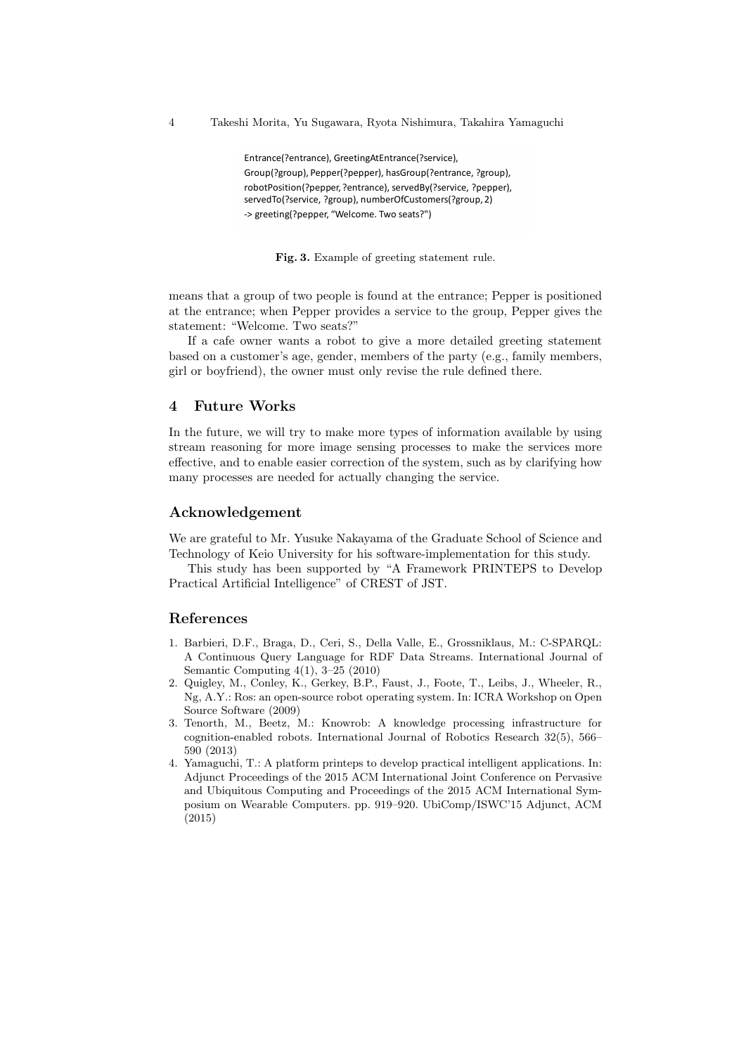```
Entrance(?entrance), GreetingAtEntrance(?service),
Group(?group), Pepper(?pepper), hasGroup(?entrance, ?group),
robotPosition(?pepper, ?entrance), servedBy(?service, ?pepper),
servedTo(?service, ?group), numberOfCustomers(?group, 2)
-> greeting(?pepper, "Welcome. Two seats?")
```

**Fig. 3.** Example of greeting statement rule.

means that a group of two people is found at the entrance; Pepper is positioned at the entrance; when Pepper provides a service to the group, Pepper gives the statement: "Welcome. Two seats?"

If a cafe owner wants a robot to give a more detailed greeting statement based on a customer's age, gender, members of the party (e.g., family members, girl or boyfriend), the owner must only revise the rule defined there.

## 4 Future Works

In the future, we will try to make more types of information available by using stream reasoning for more image sensing processes to make the services more effective, and to enable easier correction of the system, such as by clarifying how many processes are needed for actually changing the service.

## Acknowledgement

We are grateful to Mr. Yusuke Nakayama of the Graduate School of Science and Technology of Keio University for his software-implementation for this study.

This study has been supported by "A Framework PRINTEPS to Develop Practical Artificial Intelligence" of CREST of JST.

## References

1. Barbieri, D.F., Braga, D., Ceri, S., Della Valle, E., Grossniklaus, M.: C-SPARQL: A Continuous Query Language for RDF Data Streams. International Journal of Semantic Computing 4(1), 3–25 (2010)
2. Quigley, M., Conley, K., Gerkey, B.P., Faust, J., Foote, T., Leibs, J., Wheeler, R., Ng, A.Y.: Ros: an open-source robot operating system. In: ICRA Workshop on Open Source Software (2009)
3. Tenorth, M., Beetz, M.: Knowrob: A knowledge processing infrastructure for cognition-enabled robots. International Journal of Robotics Research 32(5), 566–590 (2013)
4. Yamaguchi, T.: A platform printeps to develop practical intelligent applications. In: Adjunct Proceedings of the 2015 ACM International Joint Conference on Pervasive and Ubiquitous Computing and Proceedings of the 2015 ACM International Symposium on Wearable Computers. pp. 919–920. UbiComp/ISWC'15 Adjunct, ACM (2015)